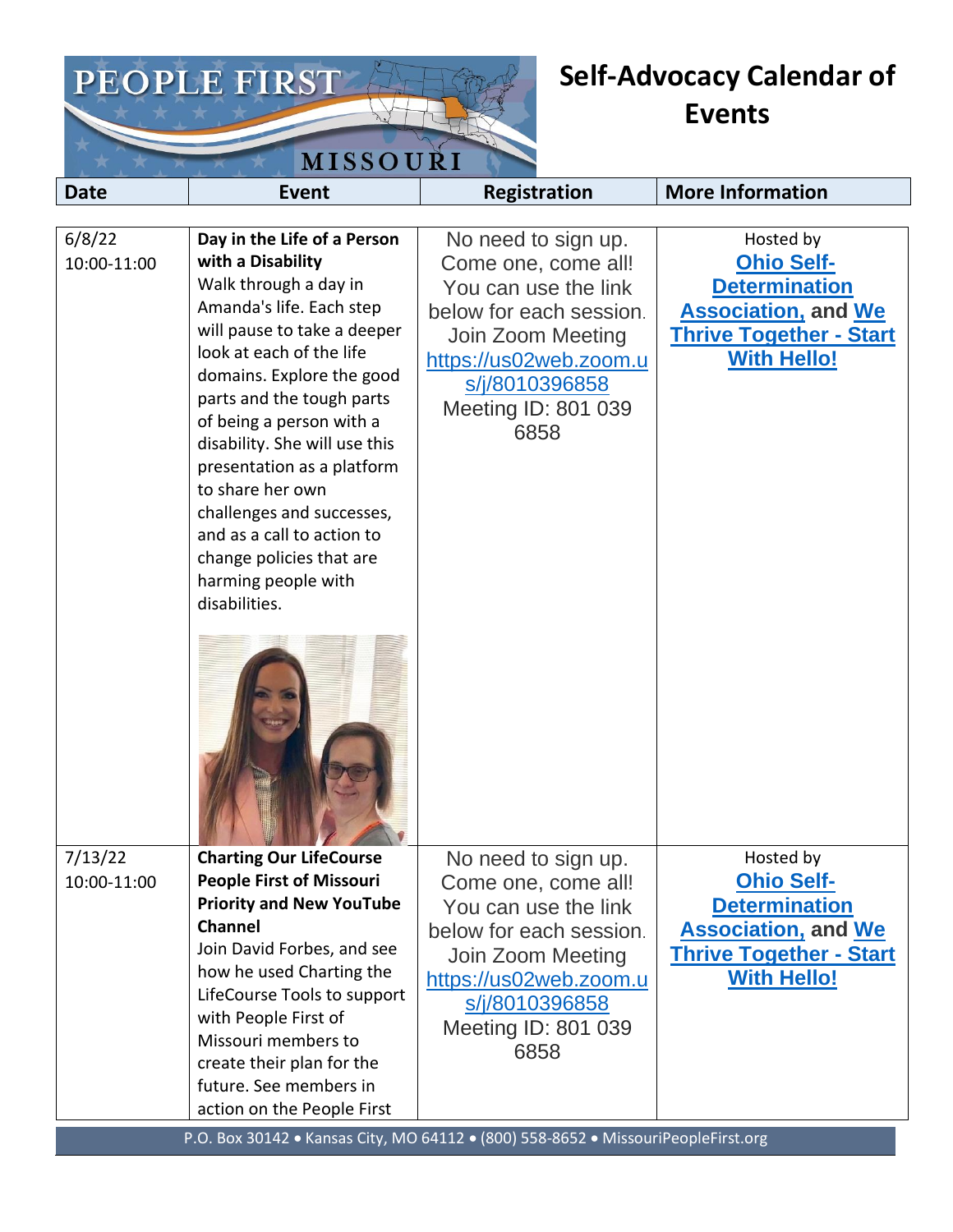# Self-Advocacy Calendar of Events

| Date | Event | Registration | More Information |
|---|---|---|---|
| 6/8/22 10:00-11:00 | **Day in the Life of a Person with a Disability** Walk through a day in Amanda's life. Each step will pause to take a deeper look at each of the life domains. Explore the good parts and the tough parts of being a person with a disability. She will use this presentation as a platform to share her own challenges and successes, and as a call to action to change policies that are harming people with disabilities. | No need to sign up. Come one, come all! You can use the link below for each session. Join Zoom Meeting https://us02web.zoom.us/j/8010396858 Meeting ID: 801 039 6858 | Hosted by **Ohio Self-Determination Association, and We Thrive Together - Start With Hello!** |
| 7/13/22 10:00-11:00 | **Charting Our LifeCourse People First of Missouri Priority and New YouTube Channel** Join David Forbes, and see how he used Charting the LifeCourse Tools to support with People First of Missouri members to create their plan for the future. See members in action on the People First | No need to sign up. Come one, come all! You can use the link below for each session. Join Zoom Meeting https://us02web.zoom.us/j/8010396858 Meeting ID: 801 039 6858 | Hosted by **Ohio Self-Determination Association, and We Thrive Together - Start With Hello!** |

P.O. Box 30142 • Kansas City, MO 64112 • (800) 558-8652 • MissouriPeopleFirst.org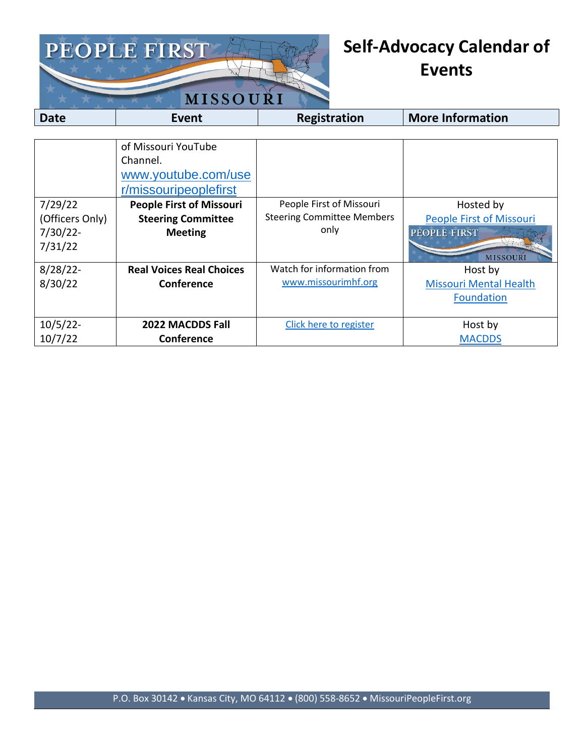# Self-Advocacy Calendar of Events

| Date | Event | Registration | More Information |
|---|---|---|---|
| | of Missouri YouTube Channel. www.youtube.com/user/missouripeoplefirst | | |
| 7/29/22 (Officers Only) 7/30/22-7/31/22 | **People First of Missouri Steering Committee Meeting** | People First of Missouri Steering Committee Members only | Hosted by People First of Missouri |
| 8/28/22-8/30/22 | **Real Voices Real Choices Conference** | Watch for information from www.missourimhf.org | Host by Missouri Mental Health Foundation |
| 10/5/22-10/7/22 | **2022 MACDDS Fall Conference** | Click here to register | Host by MACDDS |

P.O. Box 30142 • Kansas City, MO 64112 • (800) 558-8652 • MissouriPeopleFirst.org